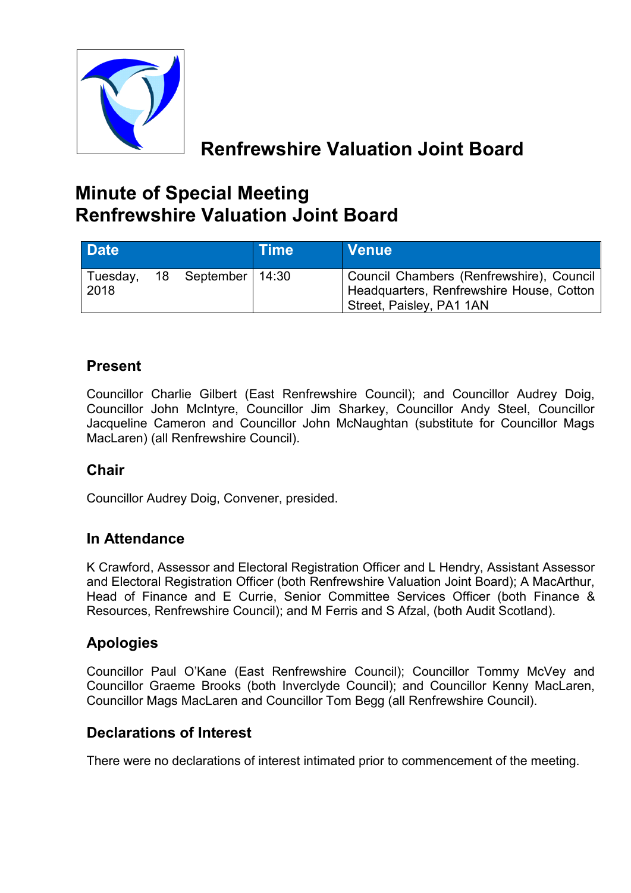# Renfrewshire Valuation Joint Board

# Minute of Special Meeting
# Renfrewshire Valuation Joint Board

| Date | Time | Venue |
|---|---|---|
| Tuesday, 18 September 2018 | 14:30 | Council Chambers (Renfrewshire), Council Headquarters, Renfrewshire House, Cotton Street, Paisley, PA1 1AN |

## Present

Councillor Charlie Gilbert (East Renfrewshire Council); and Councillor Audrey Doig, Councillor John McIntyre, Councillor Jim Sharkey, Councillor Andy Steel, Councillor Jacqueline Cameron and Councillor John McNaughtan (substitute for Councillor Mags MacLaren) (all Renfrewshire Council).

## Chair

Councillor Audrey Doig, Convener, presided.

## In Attendance

K Crawford, Assessor and Electoral Registration Officer and L Hendry, Assistant Assessor and Electoral Registration Officer (both Renfrewshire Valuation Joint Board); A MacArthur, Head of Finance and E Currie, Senior Committee Services Officer (both Finance & Resources, Renfrewshire Council); and M Ferris and S Afzal, (both Audit Scotland).

## Apologies

Councillor Paul O'Kane (East Renfrewshire Council); Councillor Tommy McVey and Councillor Graeme Brooks (both Inverclyde Council); and Councillor Kenny MacLaren, Councillor Mags MacLaren and Councillor Tom Begg (all Renfrewshire Council).

## Declarations of Interest

There were no declarations of interest intimated prior to commencement of the meeting.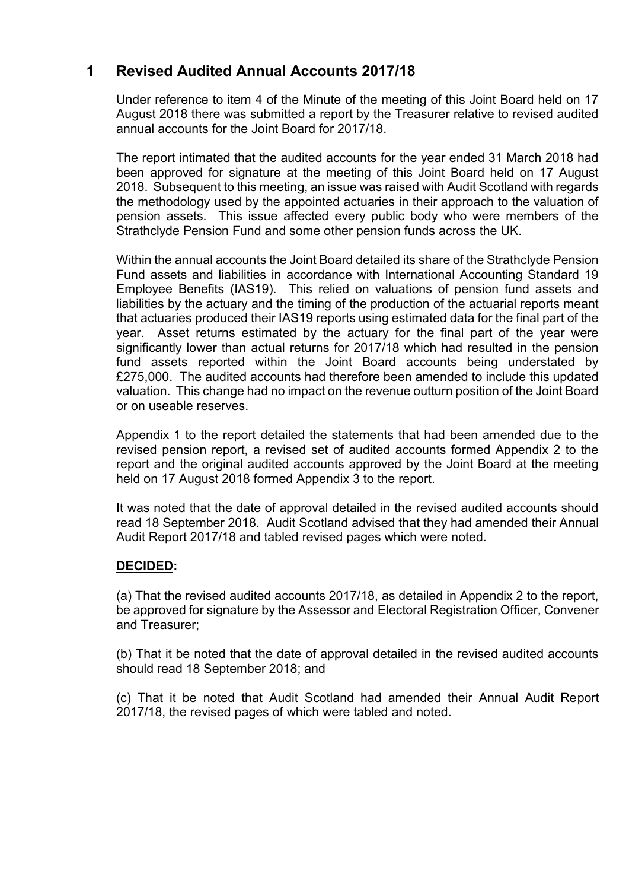## 1 Revised Audited Annual Accounts 2017/18

Under reference to item 4 of the Minute of the meeting of this Joint Board held on 17 August 2018 there was submitted a report by the Treasurer relative to revised audited annual accounts for the Joint Board for 2017/18.

The report intimated that the audited accounts for the year ended 31 March 2018 had been approved for signature at the meeting of this Joint Board held on 17 August 2018. Subsequent to this meeting, an issue was raised with Audit Scotland with regards the methodology used by the appointed actuaries in their approach to the valuation of pension assets. This issue affected every public body who were members of the Strathclyde Pension Fund and some other pension funds across the UK.

Within the annual accounts the Joint Board detailed its share of the Strathclyde Pension Fund assets and liabilities in accordance with International Accounting Standard 19 Employee Benefits (IAS19). This relied on valuations of pension fund assets and liabilities by the actuary and the timing of the production of the actuarial reports meant that actuaries produced their IAS19 reports using estimated data for the final part of the year. Asset returns estimated by the actuary for the final part of the year were significantly lower than actual returns for 2017/18 which had resulted in the pension fund assets reported within the Joint Board accounts being understated by £275,000. The audited accounts had therefore been amended to include this updated valuation. This change had no impact on the revenue outturn position of the Joint Board or on useable reserves.

Appendix 1 to the report detailed the statements that had been amended due to the revised pension report, a revised set of audited accounts formed Appendix 2 to the report and the original audited accounts approved by the Joint Board at the meeting held on 17 August 2018 formed Appendix 3 to the report.

It was noted that the date of approval detailed in the revised audited accounts should read 18 September 2018. Audit Scotland advised that they had amended their Annual Audit Report 2017/18 and tabled revised pages which were noted.

**DECIDED:**

(a) That the revised audited accounts 2017/18, as detailed in Appendix 2 to the report, be approved for signature by the Assessor and Electoral Registration Officer, Convener and Treasurer;

(b) That it be noted that the date of approval detailed in the revised audited accounts should read 18 September 2018; and

(c) That it be noted that Audit Scotland had amended their Annual Audit Report 2017/18, the revised pages of which were tabled and noted.